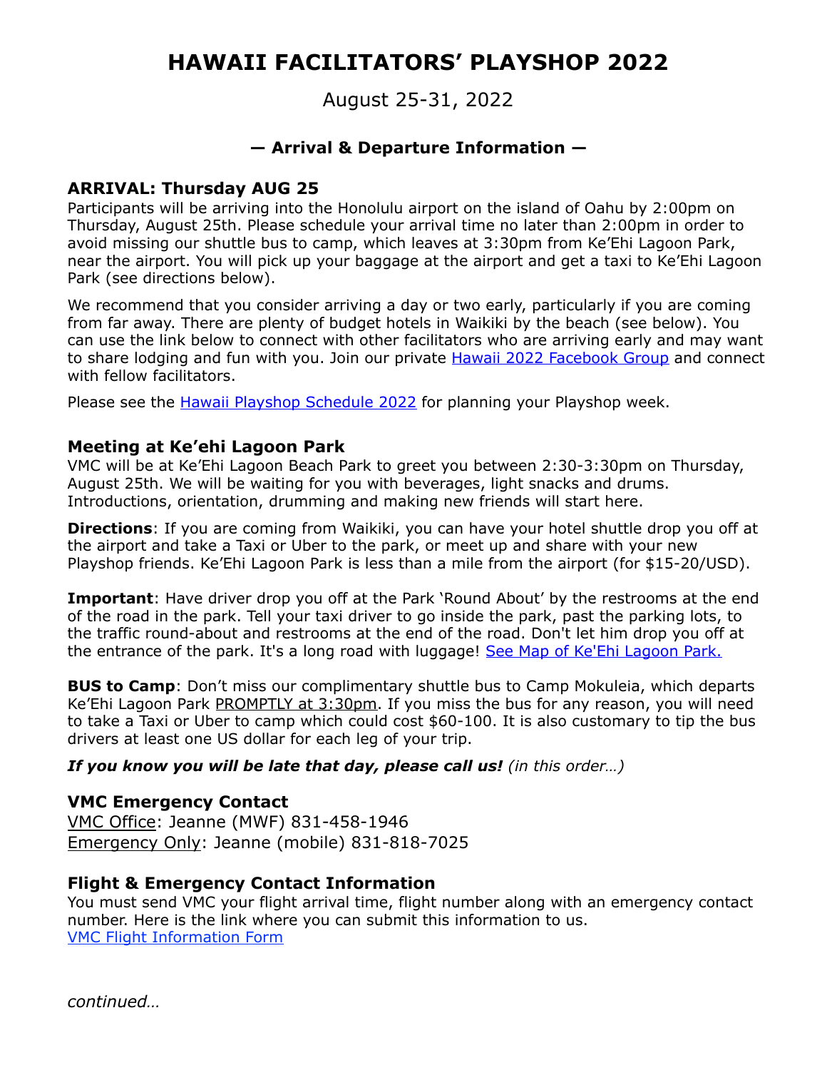# HAWAII FACILITATORS' PLAYSHOP 2022

August 25-31, 2022

## — Arrival & Departure Information —

### ARRIVAL: Thursday AUG 25

Participants will be arriving into the Honolulu airport on the island of Oahu by 2:00pm on Thursday, August 25th. Please schedule your arrival time no later than 2:00pm in order to avoid missing our shuttle bus to camp, which leaves at 3:30pm from Ke'Ehi Lagoon Park, near the airport. You will pick up your baggage at the airport and get a taxi to Ke'Ehi Lagoon Park (see directions below).

We recommend that you consider arriving a day or two early, particularly if you are coming from far away. There are plenty of budget hotels in Waikiki by the beach (see below). You can use the link below to connect with other facilitators who are arriving early and may want to share lodging and fun with you. Join our private Hawaii 2022 Facebook Group and connect with fellow facilitators.

Please see the Hawaii Playshop Schedule 2022 for planning your Playshop week.

### Meeting at Ke'ehi Lagoon Park

VMC will be at Ke'Ehi Lagoon Beach Park to greet you between 2:30-3:30pm on Thursday, August 25th. We will be waiting for you with beverages, light snacks and drums. Introductions, orientation, drumming and making new friends will start here.

**Directions**: If you are coming from Waikiki, you can have your hotel shuttle drop you off at the airport and take a Taxi or Uber to the park, or meet up and share with your new Playshop friends. Ke'Ehi Lagoon Park is less than a mile from the airport (for $15-20/USD).

**Important**: Have driver drop you off at the Park 'Round About' by the restrooms at the end of the road in the park. Tell your taxi driver to go inside the park, past the parking lots, to the traffic round-about and restrooms at the end of the road. Don't let him drop you off at the entrance of the park. It's a long road with luggage! See Map of Ke'Ehi Lagoon Park.

**BUS to Camp**: Don't miss our complimentary shuttle bus to Camp Mokuleia, which departs Ke'Ehi Lagoon Park PROMPTLY at 3:30pm. If you miss the bus for any reason, you will need to take a Taxi or Uber to camp which could cost $60-100. It is also customary to tip the bus drivers at least one US dollar for each leg of your trip.

***If you know you will be late that day, please call us!*** *(in this order…)*

### VMC Emergency Contact

VMC Office: Jeanne (MWF) 831-458-1946
Emergency Only: Jeanne (mobile) 831-818-7025

### Flight & Emergency Contact Information

You must send VMC your flight arrival time, flight number along with an emergency contact number. Here is the link where you can submit this information to us.
VMC Flight Information Form

*continued…*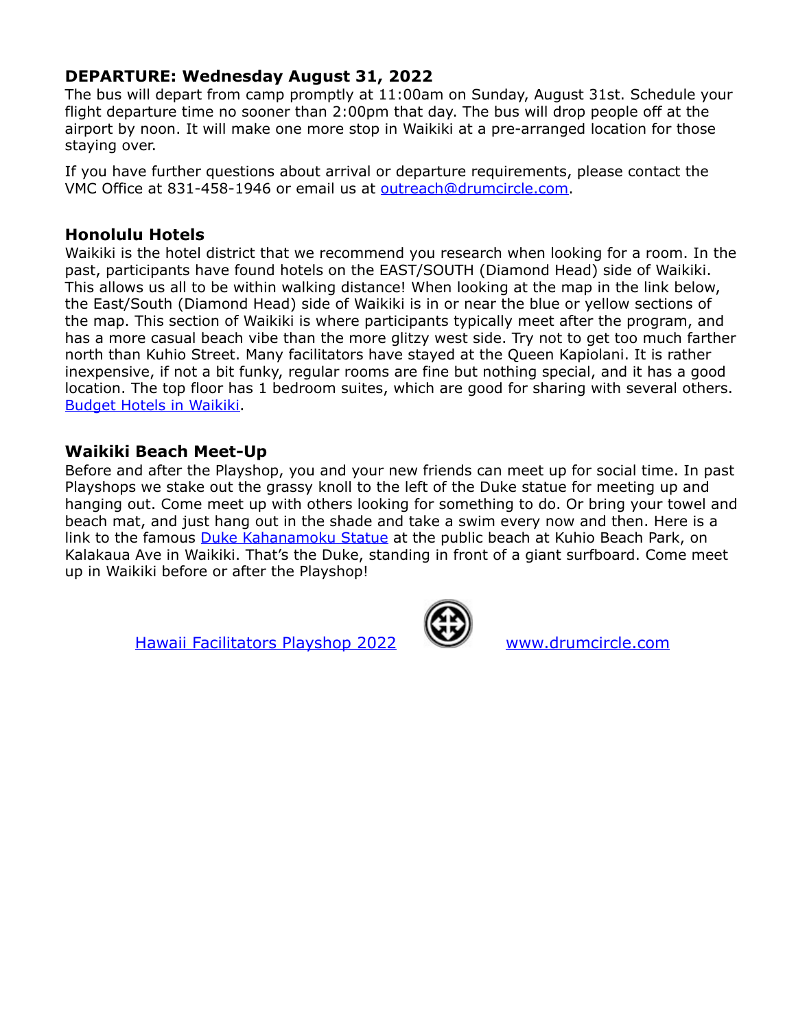## DEPARTURE: Wednesday August 31, 2022

The bus will depart from camp promptly at 11:00am on Sunday, August 31st. Schedule your flight departure time no sooner than 2:00pm that day. The bus will drop people off at the airport by noon. It will make one more stop in Waikiki at a pre-arranged location for those staying over.

If you have further questions about arrival or departure requirements, please contact the VMC Office at 831-458-1946 or email us at [outreach@drumcircle.com](mailto:outreach@drumcircle.com).

## Honolulu Hotels

Waikiki is the hotel district that we recommend you research when looking for a room. In the past, participants have found hotels on the EAST/SOUTH (Diamond Head) side of Waikiki. This allows us all to be within walking distance! When looking at the map in the link below, the East/South (Diamond Head) side of Waikiki is in or near the blue or yellow sections of the map. This section of Waikiki is where participants typically meet after the program, and has a more casual beach vibe than the more glitzy west side. Try not to get too much farther north than Kuhio Street. Many facilitators have stayed at the Queen Kapiolani. It is rather inexpensive, if not a bit funky, regular rooms are fine but nothing special, and it has a good location. The top floor has 1 bedroom suites, which are good for sharing with several others. Budget Hotels in Waikiki.

## Waikiki Beach Meet-Up

Before and after the Playshop, you and your new friends can meet up for social time. In past Playshops we stake out the grassy knoll to the left of the Duke statue for meeting up and hanging out. Come meet up with others looking for something to do. Or bring your towel and beach mat, and just hang out in the shade and take a swim every now and then. Here is a link to the famous Duke Kahanamoku Statue at the public beach at Kuhio Beach Park, on Kalakaua Ave in Waikiki. That's the Duke, standing in front of a giant surfboard. Come meet up in Waikiki before or after the Playshop!

Hawaii Facilitators Playshop 2022 www.drumcircle.com